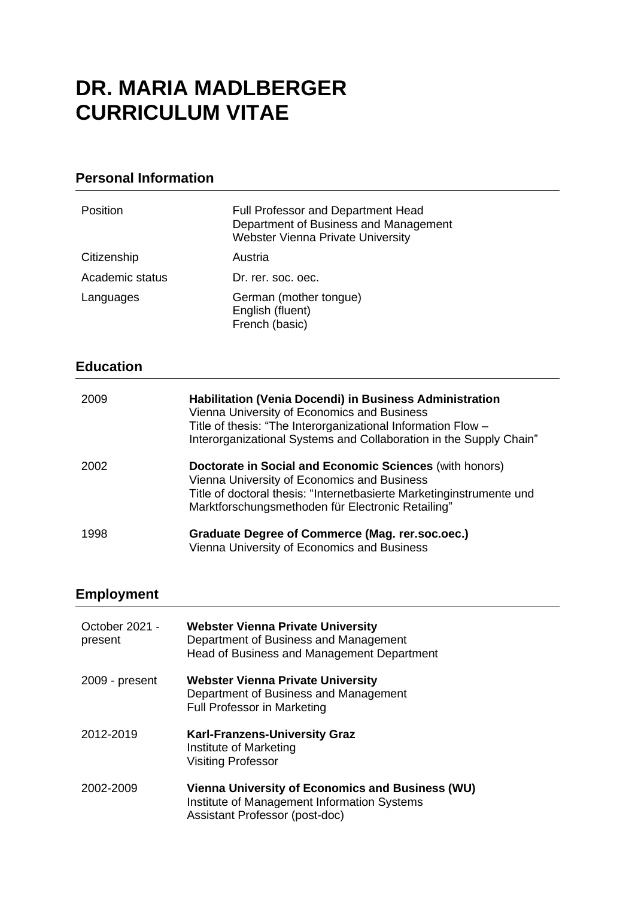# DR. MARIA MADLBERGER
# CURRICULUM VITAE

## Personal Information

| | |
|---|---|
| Position | Full Professor and Department Head<br>Department of Business and Management<br>Webster Vienna Private University |
| Citizenship | Austria |
| Academic status | Dr. rer. soc. oec. |
| Languages | German (mother tongue)<br>English (fluent)<br>French (basic) |

## Education

| | |
|---|---|
| 2009 | **Habilitation (Venia Docendi) in Business Administration**<br>Vienna University of Economics and Business<br>Title of thesis: "The Interorganizational Information Flow – Interorganizational Systems and Collaboration in the Supply Chain" |
| 2002 | **Doctorate in Social and Economic Sciences** (with honors)<br>Vienna University of Economics and Business<br>Title of doctoral thesis: "Internetbasierte Marketinginstrumente und Marktforschungsmethoden für Electronic Retailing" |
| 1998 | **Graduate Degree of Commerce (Mag. rer.soc.oec.)**<br>Vienna University of Economics and Business |

## Employment

| | |
|---|---|
| October 2021 - present | **Webster Vienna Private University**<br>Department of Business and Management<br>Head of Business and Management Department |
| 2009 - present | **Webster Vienna Private University**<br>Department of Business and Management<br>Full Professor in Marketing |
| 2012-2019 | **Karl-Franzens-University Graz**<br>Institute of Marketing<br>Visiting Professor |
| 2002-2009 | **Vienna University of Economics and Business (WU)**<br>Institute of Management Information Systems<br>Assistant Professor (post-doc) |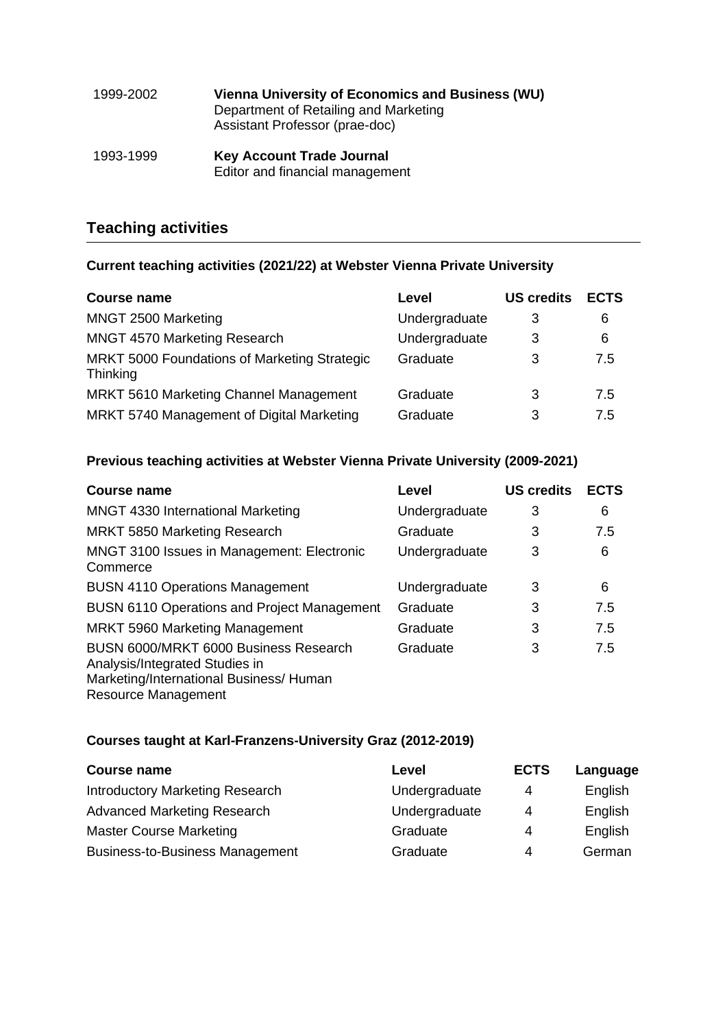| | |
|---|---|
| 1999-2002 | **Vienna University of Economics and Business (WU)**<br>Department of Retailing and Marketing<br>Assistant Professor (prae-doc) |
| 1993-1999 | **Key Account Trade Journal**<br>Editor and financial management |

## Teaching activities

### Current teaching activities (2021/22) at Webster Vienna Private University

| Course name | Level | US credits | ECTS |
|---|---|---|---|
| MNGT 2500 Marketing | Undergraduate | 3 | 6 |
| MNGT 4570 Marketing Research | Undergraduate | 3 | 6 |
| MRKT 5000 Foundations of Marketing Strategic Thinking | Graduate | 3 | 7.5 |
| MRKT 5610 Marketing Channel Management | Graduate | 3 | 7.5 |
| MRKT 5740 Management of Digital Marketing | Graduate | 3 | 7.5 |

### Previous teaching activities at Webster Vienna Private University (2009-2021)

| Course name | Level | US credits | ECTS |
|---|---|---|---|
| MNGT 4330 International Marketing | Undergraduate | 3 | 6 |
| MRKT 5850 Marketing Research | Graduate | 3 | 7.5 |
| MNGT 3100 Issues in Management: Electronic Commerce | Undergraduate | 3 | 6 |
| BUSN 4110 Operations Management | Undergraduate | 3 | 6 |
| BUSN 6110 Operations and Project Management | Graduate | 3 | 7.5 |
| MRKT 5960 Marketing Management | Graduate | 3 | 7.5 |
| BUSN 6000/MRKT 6000 Business Research Analysis/Integrated Studies in Marketing/International Business/ Human Resource Management | Graduate | 3 | 7.5 |

### Courses taught at Karl-Franzens-University Graz (2012-2019)

| Course name | Level | ECTS | Language |
|---|---|---|---|
| Introductory Marketing Research | Undergraduate | 4 | English |
| Advanced Marketing Research | Undergraduate | 4 | English |
| Master Course Marketing | Graduate | 4 | English |
| Business-to-Business Management | Graduate | 4 | German |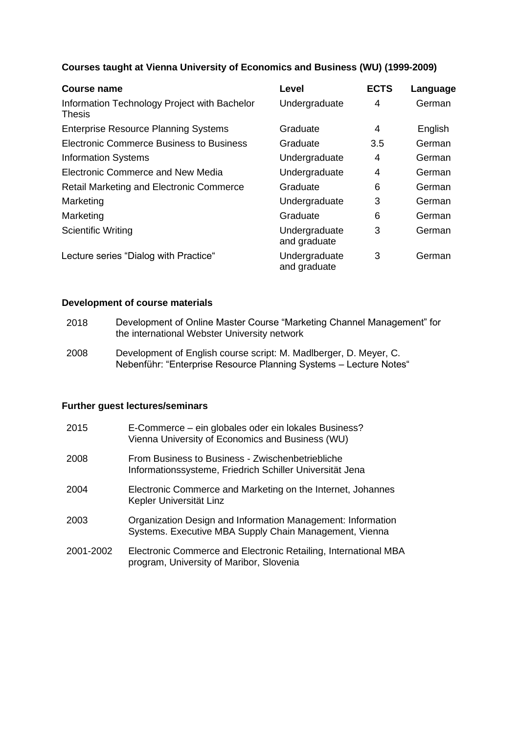**Courses taught at Vienna University of Economics and Business (WU) (1999-2009)**

| Course name | Level | ECTS | Language |
|---|---|---|---|
| Information Technology Project with Bachelor Thesis | Undergraduate | 4 | German |
| Enterprise Resource Planning Systems | Graduate | 4 | English |
| Electronic Commerce Business to Business | Graduate | 3.5 | German |
| Information Systems | Undergraduate | 4 | German |
| Electronic Commerce and New Media | Undergraduate | 4 | German |
| Retail Marketing and Electronic Commerce | Graduate | 6 | German |
| Marketing | Undergraduate | 3 | German |
| Marketing | Graduate | 6 | German |
| Scientific Writing | Undergraduate and graduate | 3 | German |
| Lecture series "Dialog with Practice" | Undergraduate and graduate | 3 | German |

**Development of course materials**

| | |
|---|---|
| 2018 | Development of Online Master Course "Marketing Channel Management" for the international Webster University network |
| 2008 | Development of English course script: M. Madlberger, D. Meyer, C. Nebenführ: "Enterprise Resource Planning Systems – Lecture Notes" |

**Further guest lectures/seminars**

| | |
|---|---|
| 2015 | E-Commerce – ein globales oder ein lokales Business? Vienna University of Economics and Business (WU) |
| 2008 | From Business to Business - Zwischenbetriebliche Informationssysteme, Friedrich Schiller Universität Jena |
| 2004 | Electronic Commerce and Marketing on the Internet, Johannes Kepler Universität Linz |
| 2003 | Organization Design and Information Management: Information Systems. Executive MBA Supply Chain Management, Vienna |
| 2001-2002 | Electronic Commerce and Electronic Retailing, International MBA program, University of Maribor, Slovenia |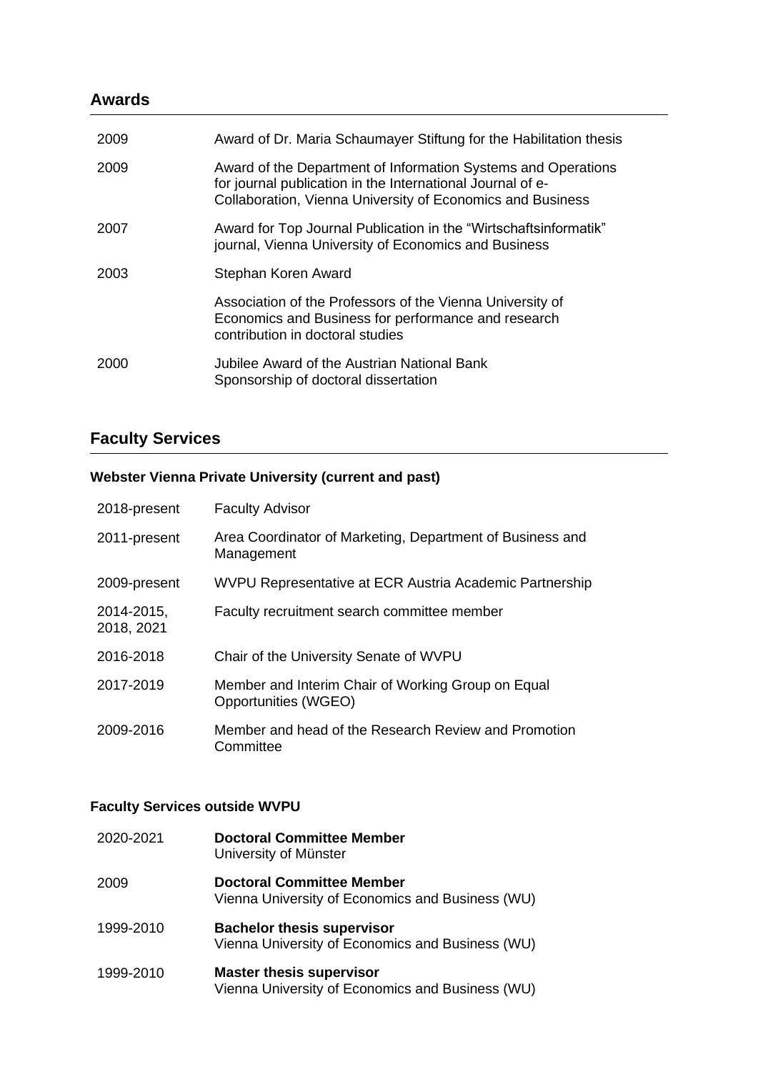## Awards

| | |
|---|---|
| 2009 | Award of Dr. Maria Schaumayer Stiftung for the Habilitation thesis |
| 2009 | Award of the Department of Information Systems and Operations for journal publication in the International Journal of e-Collaboration, Vienna University of Economics and Business |
| 2007 | Award for Top Journal Publication in the “Wirtschaftsinformatik” journal, Vienna University of Economics and Business |
| 2003 | Stephan Koren Award |
| | Association of the Professors of the Vienna University of Economics and Business for performance and research contribution in doctoral studies |
| 2000 | Jubilee Award of the Austrian National Bank<br>Sponsorship of doctoral dissertation |

## Faculty Services

### Webster Vienna Private University (current and past)

| | |
|---|---|
| 2018-present | Faculty Advisor |
| 2011-present | Area Coordinator of Marketing, Department of Business and Management |
| 2009-present | WVPU Representative at ECR Austria Academic Partnership |
| 2014-2015, 2018, 2021 | Faculty recruitment search committee member |
| 2016-2018 | Chair of the University Senate of WVPU |
| 2017-2019 | Member and Interim Chair of Working Group on Equal Opportunities (WGEO) |
| 2009-2016 | Member and head of the Research Review and Promotion Committee |

### Faculty Services outside WVPU

| | |
|---|---|
| 2020-2021 | **Doctoral Committee Member**<br>University of Münster |
| 2009 | **Doctoral Committee Member**<br>Vienna University of Economics and Business (WU) |
| 1999-2010 | **Bachelor thesis supervisor**<br>Vienna University of Economics and Business (WU) |
| 1999-2010 | **Master thesis supervisor**<br>Vienna University of Economics and Business (WU) |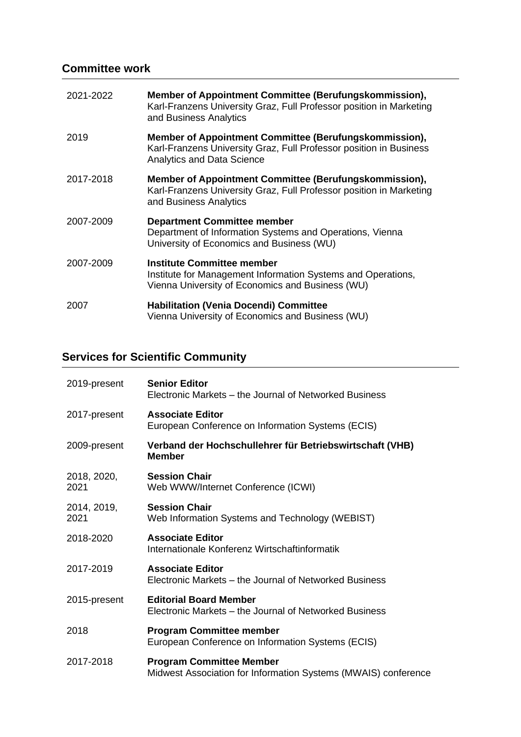## Committee work

| | |
|---|---|
| 2021-2022 | **Member of Appointment Committee (Berufungskommission),** Karl-Franzens University Graz, Full Professor position in Marketing and Business Analytics |
| 2019 | **Member of Appointment Committee (Berufungskommission),** Karl-Franzens University Graz, Full Professor position in Business Analytics and Data Science |
| 2017-2018 | **Member of Appointment Committee (Berufungskommission),** Karl-Franzens University Graz, Full Professor position in Marketing and Business Analytics |
| 2007-2009 | **Department Committee member** Department of Information Systems and Operations, Vienna University of Economics and Business (WU) |
| 2007-2009 | **Institute Committee member** Institute for Management Information Systems and Operations, Vienna University of Economics and Business (WU) |
| 2007 | **Habilitation (Venia Docendi) Committee** Vienna University of Economics and Business (WU) |

## Services for Scientific Community

| | |
|---|---|
| 2019-present | **Senior Editor** Electronic Markets – the Journal of Networked Business |
| 2017-present | **Associate Editor** European Conference on Information Systems (ECIS) |
| 2009-present | **Verband der Hochschullehrer für Betriebswirtschaft (VHB) Member** |
| 2018, 2020, 2021 | **Session Chair** Web WWW/Internet Conference (ICWI) |
| 2014, 2019, 2021 | **Session Chair** Web Information Systems and Technology (WEBIST) |
| 2018-2020 | **Associate Editor** Internationale Konferenz Wirtschaftinformatik |
| 2017-2019 | **Associate Editor** Electronic Markets – the Journal of Networked Business |
| 2015-present | **Editorial Board Member** Electronic Markets – the Journal of Networked Business |
| 2018 | **Program Committee member** European Conference on Information Systems (ECIS) |
| 2017-2018 | **Program Committee Member** Midwest Association for Information Systems (MWAIS) conference |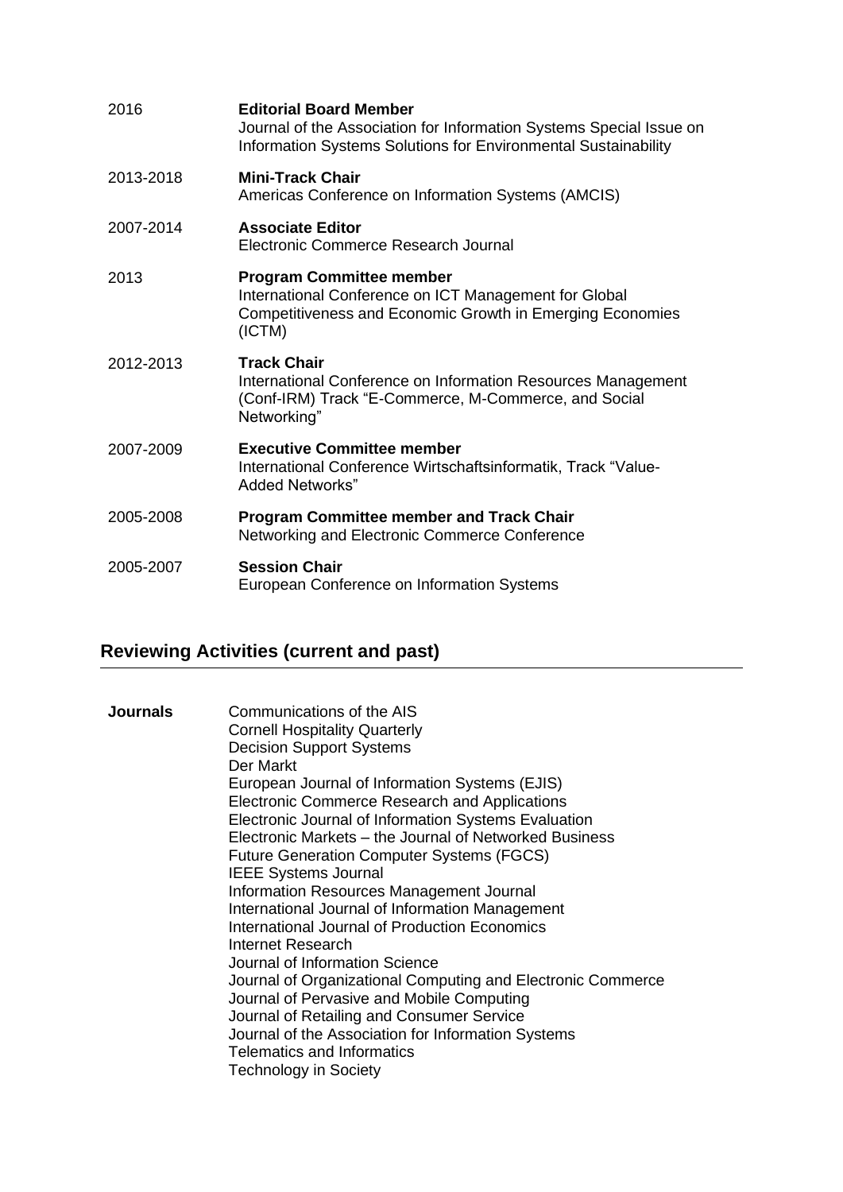2016 **Editorial Board Member**
Journal of the Association for Information Systems Special Issue on Information Systems Solutions for Environmental Sustainability

2013-2018 **Mini-Track Chair**
Americas Conference on Information Systems (AMCIS)

2007-2014 **Associate Editor**
Electronic Commerce Research Journal

2013 **Program Committee member**
International Conference on ICT Management for Global Competitiveness and Economic Growth in Emerging Economies (ICTM)

2012-2013 **Track Chair**
International Conference on Information Resources Management (Conf-IRM) Track "E-Commerce, M-Commerce, and Social Networking"

2007-2009 **Executive Committee member**
International Conference Wirtschaftsinformatik, Track "Value-Added Networks"

2005-2008 **Program Committee member and Track Chair**
Networking and Electronic Commerce Conference

2005-2007 **Session Chair**
European Conference on Information Systems

## Reviewing Activities (current and past)

**Journals**

Communications of the AIS
Cornell Hospitality Quarterly
Decision Support Systems
Der Markt
European Journal of Information Systems (EJIS)
Electronic Commerce Research and Applications
Electronic Journal of Information Systems Evaluation
Electronic Markets – the Journal of Networked Business
Future Generation Computer Systems (FGCS)
IEEE Systems Journal
Information Resources Management Journal
International Journal of Information Management
International Journal of Production Economics
Internet Research
Journal of Information Science
Journal of Organizational Computing and Electronic Commerce
Journal of Pervasive and Mobile Computing
Journal of Retailing and Consumer Service
Journal of the Association for Information Systems
Telematics and Informatics
Technology in Society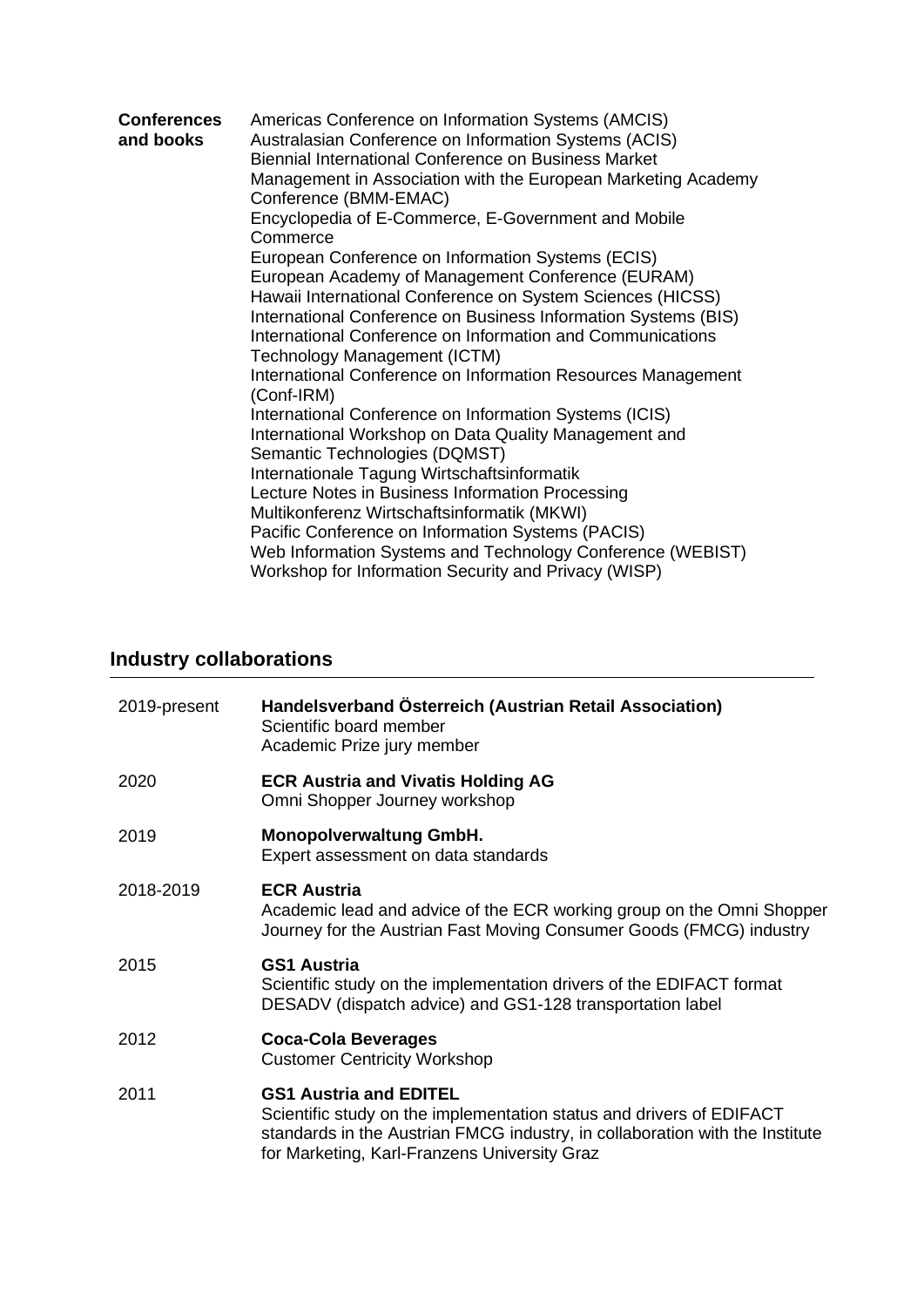| | |
|---|---|
| **Conferences and books** | Americas Conference on Information Systems (AMCIS)<br>Australasian Conference on Information Systems (ACIS)<br>Biennial International Conference on Business Market Management in Association with the European Marketing Academy Conference (BMM-EMAC)<br>Encyclopedia of E-Commerce, E-Government and Mobile Commerce<br>European Conference on Information Systems (ECIS)<br>European Academy of Management Conference (EURAM)<br>Hawaii International Conference on System Sciences (HICSS)<br>International Conference on Business Information Systems (BIS)<br>International Conference on Information and Communications Technology Management (ICTM)<br>International Conference on Information Resources Management (Conf-IRM)<br>International Conference on Information Systems (ICIS)<br>International Workshop on Data Quality Management and Semantic Technologies (DQMST)<br>Internationale Tagung Wirtschaftsinformatik<br>Lecture Notes in Business Information Processing<br>Multikonferenz Wirtschaftsinformatik (MKWI)<br>Pacific Conference on Information Systems (PACIS)<br>Web Information Systems and Technology Conference (WEBIST)<br>Workshop for Information Security and Privacy (WISP) |

## Industry collaborations

| | |
|---|---|
| 2019-present | **Handelsverband Österreich (Austrian Retail Association)**<br>Scientific board member<br>Academic Prize jury member |
| 2020 | **ECR Austria and Vivatis Holding AG**<br>Omni Shopper Journey workshop |
| 2019 | **Monopolverwaltung GmbH.**<br>Expert assessment on data standards |
| 2018-2019 | **ECR Austria**<br>Academic lead and advice of the ECR working group on the Omni Shopper Journey for the Austrian Fast Moving Consumer Goods (FMCG) industry |
| 2015 | **GS1 Austria**<br>Scientific study on the implementation drivers of the EDIFACT format DESADV (dispatch advice) and GS1-128 transportation label |
| 2012 | **Coca-Cola Beverages**<br>Customer Centricity Workshop |
| 2011 | **GS1 Austria and EDITEL**<br>Scientific study on the implementation status and drivers of EDIFACT standards in the Austrian FMCG industry, in collaboration with the Institute for Marketing, Karl-Franzens University Graz |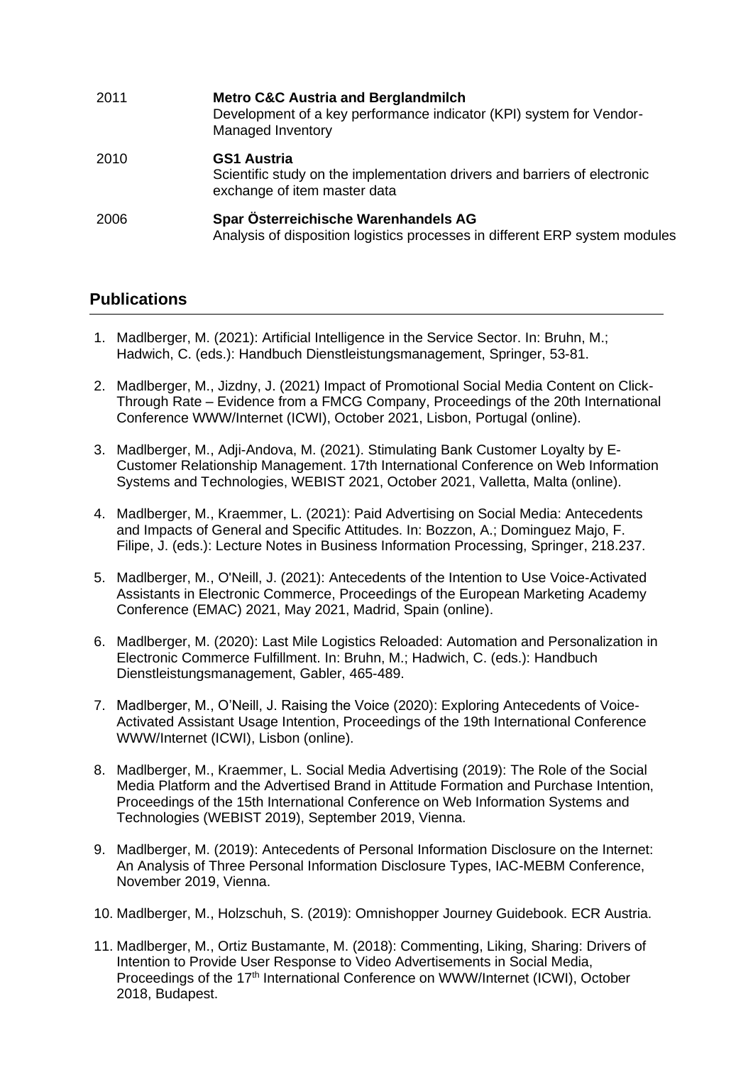| | |
|---|---|
| 2011 | **Metro C&C Austria and Berglandmilch**<br>Development of a key performance indicator (KPI) system for Vendor-Managed Inventory |
| 2010 | **GS1 Austria**<br>Scientific study on the implementation drivers and barriers of electronic exchange of item master data |
| 2006 | **Spar Österreichische Warenhandels AG**<br>Analysis of disposition logistics processes in different ERP system modules |

## Publications

1. Madlberger, M. (2021): Artificial Intelligence in the Service Sector. In: Bruhn, M.; Hadwich, C. (eds.): Handbuch Dienstleistungsmanagement, Springer, 53-81.
2. Madlberger, M., Jizdny, J. (2021) Impact of Promotional Social Media Content on Click-Through Rate – Evidence from a FMCG Company, Proceedings of the 20th International Conference WWW/Internet (ICWI), October 2021, Lisbon, Portugal (online).
3. Madlberger, M., Adji-Andova, M. (2021). Stimulating Bank Customer Loyalty by E-Customer Relationship Management. 17th International Conference on Web Information Systems and Technologies, WEBIST 2021, October 2021, Valletta, Malta (online).
4. Madlberger, M., Kraemmer, L. (2021): Paid Advertising on Social Media: Antecedents and Impacts of General and Specific Attitudes. In: Bozzon, A.; Dominguez Majo, F. Filipe, J. (eds.): Lecture Notes in Business Information Processing, Springer, 218.237.
5. Madlberger, M., O'Neill, J. (2021): Antecedents of the Intention to Use Voice-Activated Assistants in Electronic Commerce, Proceedings of the European Marketing Academy Conference (EMAC) 2021, May 2021, Madrid, Spain (online).
6. Madlberger, M. (2020): Last Mile Logistics Reloaded: Automation and Personalization in Electronic Commerce Fulfillment. In: Bruhn, M.; Hadwich, C. (eds.): Handbuch Dienstleistungsmanagement, Gabler, 465-489.
7. Madlberger, M., O'Neill, J. Raising the Voice (2020): Exploring Antecedents of Voice-Activated Assistant Usage Intention, Proceedings of the 19th International Conference WWW/Internet (ICWI), Lisbon (online).
8. Madlberger, M., Kraemmer, L. Social Media Advertising (2019): The Role of the Social Media Platform and the Advertised Brand in Attitude Formation and Purchase Intention, Proceedings of the 15th International Conference on Web Information Systems and Technologies (WEBIST 2019), September 2019, Vienna.
9. Madlberger, M. (2019): Antecedents of Personal Information Disclosure on the Internet: An Analysis of Three Personal Information Disclosure Types, IAC-MEBM Conference, November 2019, Vienna.
10. Madlberger, M., Holzschuh, S. (2019): Omnishopper Journey Guidebook. ECR Austria.
11. Madlberger, M., Ortiz Bustamante, M. (2018): Commenting, Liking, Sharing: Drivers of Intention to Provide User Response to Video Advertisements in Social Media, Proceedings of the 17th International Conference on WWW/Internet (ICWI), October 2018, Budapest.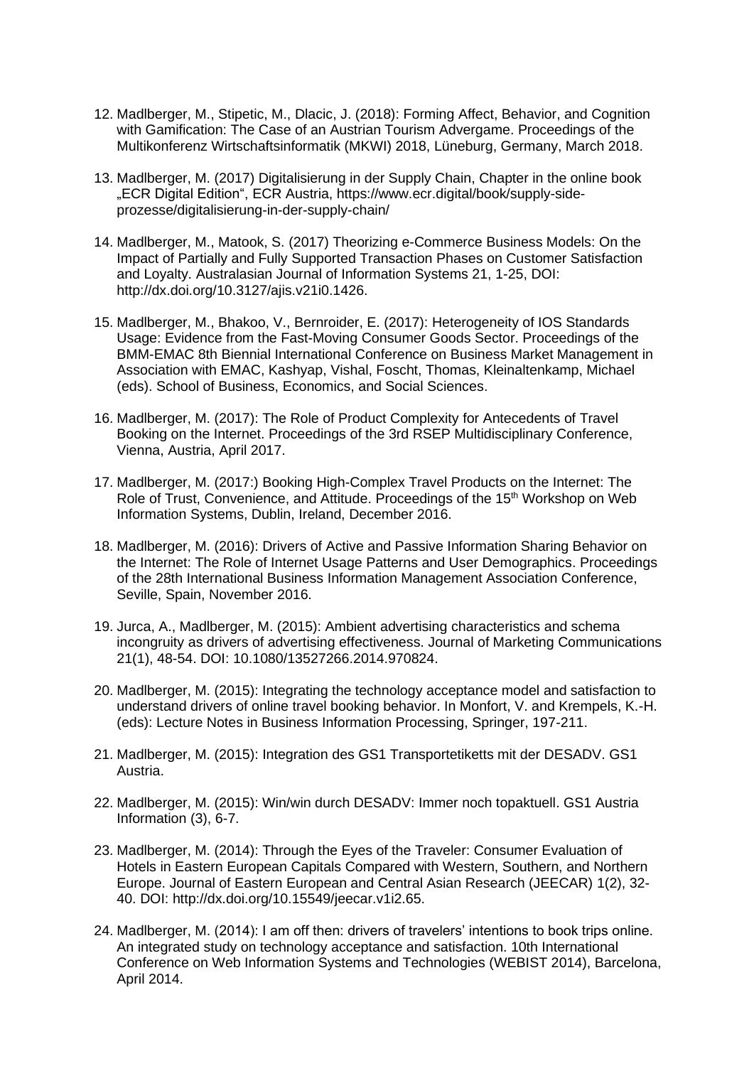12. Madlberger, M., Stipetic, M., Dlacic, J. (2018): Forming Affect, Behavior, and Cognition with Gamification: The Case of an Austrian Tourism Advergame. Proceedings of the Multikonferenz Wirtschaftsinformatik (MKWI) 2018, Lüneburg, Germany, March 2018.

13. Madlberger, M. (2017) Digitalisierung in der Supply Chain, Chapter in the online book „ECR Digital Edition", ECR Austria, https://www.ecr.digital/book/supply-side-prozesse/digitalisierung-in-der-supply-chain/

14. Madlberger, M., Matook, S. (2017) Theorizing e-Commerce Business Models: On the Impact of Partially and Fully Supported Transaction Phases on Customer Satisfaction and Loyalty. Australasian Journal of Information Systems 21, 1-25, DOI: http://dx.doi.org/10.3127/ajis.v21i0.1426.

15. Madlberger, M., Bhakoo, V., Bernroider, E. (2017): Heterogeneity of IOS Standards Usage: Evidence from the Fast-Moving Consumer Goods Sector. Proceedings of the BMM-EMAC 8th Biennial International Conference on Business Market Management in Association with EMAC, Kashyap, Vishal, Foscht, Thomas, Kleinaltenkamp, Michael (eds). School of Business, Economics, and Social Sciences.

16. Madlberger, M. (2017): The Role of Product Complexity for Antecedents of Travel Booking on the Internet. Proceedings of the 3rd RSEP Multidisciplinary Conference, Vienna, Austria, April 2017.

17. Madlberger, M. (2017:) Booking High-Complex Travel Products on the Internet: The Role of Trust, Convenience, and Attitude. Proceedings of the 15th Workshop on Web Information Systems, Dublin, Ireland, December 2016.

18. Madlberger, M. (2016): Drivers of Active and Passive Information Sharing Behavior on the Internet: The Role of Internet Usage Patterns and User Demographics. Proceedings of the 28th International Business Information Management Association Conference, Seville, Spain, November 2016.

19. Jurca, A., Madlberger, M. (2015): Ambient advertising characteristics and schema incongruity as drivers of advertising effectiveness. Journal of Marketing Communications 21(1), 48-54. DOI: 10.1080/13527266.2014.970824.

20. Madlberger, M. (2015): Integrating the technology acceptance model and satisfaction to understand drivers of online travel booking behavior. In Monfort, V. and Krempels, K.-H. (eds): Lecture Notes in Business Information Processing, Springer, 197-211.

21. Madlberger, M. (2015): Integration des GS1 Transportetiketts mit der DESADV. GS1 Austria.

22. Madlberger, M. (2015): Win/win durch DESADV: Immer noch topaktuell. GS1 Austria Information (3), 6-7.

23. Madlberger, M. (2014): Through the Eyes of the Traveler: Consumer Evaluation of Hotels in Eastern European Capitals Compared with Western, Southern, and Northern Europe. Journal of Eastern European and Central Asian Research (JEECAR) 1(2), 32-40. DOI: http://dx.doi.org/10.15549/jeecar.v1i2.65.

24. Madlberger, M. (2014): I am off then: drivers of travelers' intentions to book trips online. An integrated study on technology acceptance and satisfaction. 10th International Conference on Web Information Systems and Technologies (WEBIST 2014), Barcelona, April 2014.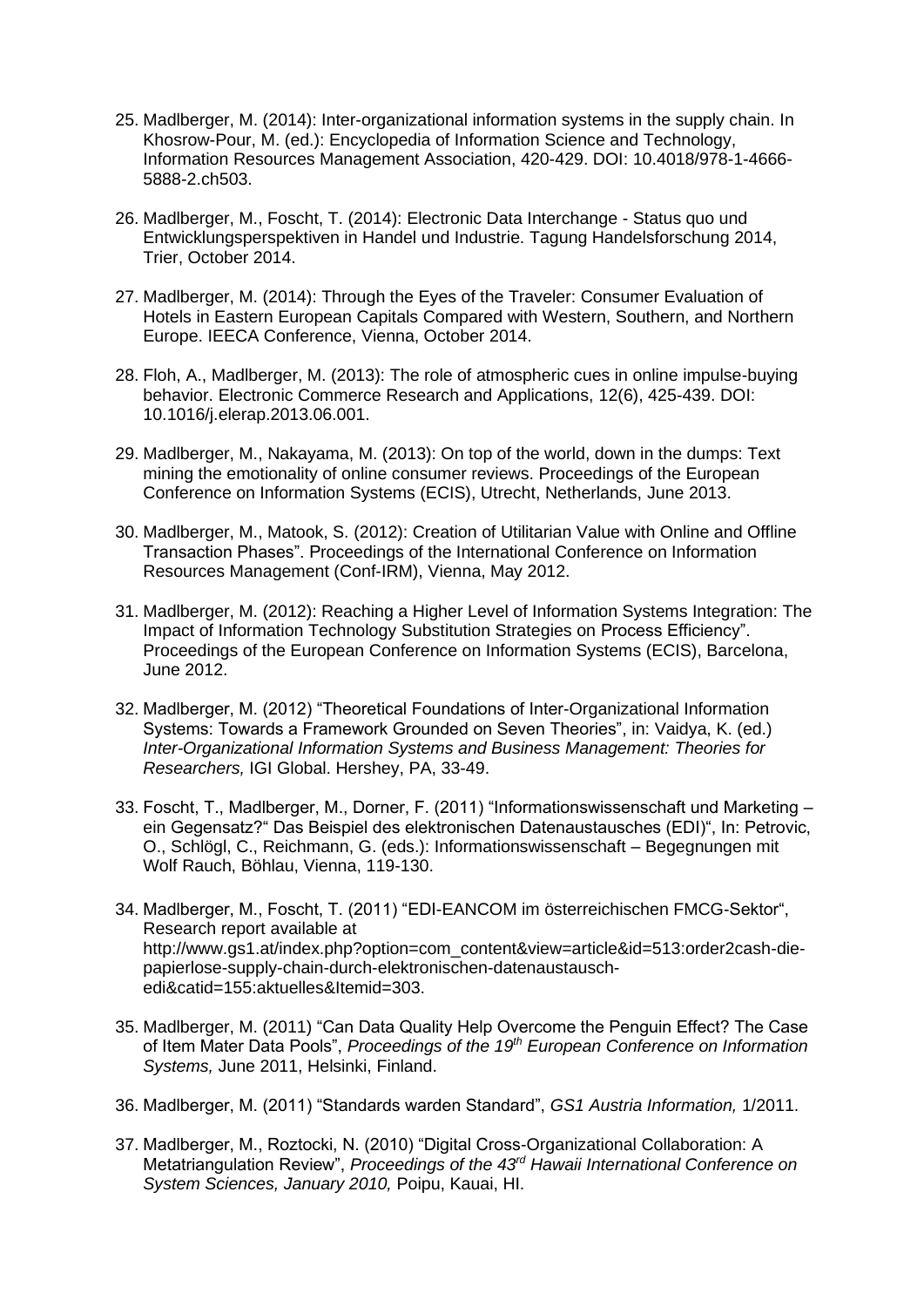25. Madlberger, M. (2014): Inter-organizational information systems in the supply chain. In Khosrow-Pour, M. (ed.): Encyclopedia of Information Science and Technology, Information Resources Management Association, 420-429. DOI: 10.4018/978-1-4666-5888-2.ch503.

26. Madlberger, M., Foscht, T. (2014): Electronic Data Interchange - Status quo und Entwicklungsperspektiven in Handel und Industrie. Tagung Handelsforschung 2014, Trier, October 2014.

27. Madlberger, M. (2014): Through the Eyes of the Traveler: Consumer Evaluation of Hotels in Eastern European Capitals Compared with Western, Southern, and Northern Europe. IEECA Conference, Vienna, October 2014.

28. Floh, A., Madlberger, M. (2013): The role of atmospheric cues in online impulse-buying behavior. Electronic Commerce Research and Applications, 12(6), 425-439. DOI: 10.1016/j.elerap.2013.06.001.

29. Madlberger, M., Nakayama, M. (2013): On top of the world, down in the dumps: Text mining the emotionality of online consumer reviews. Proceedings of the European Conference on Information Systems (ECIS), Utrecht, Netherlands, June 2013.

30. Madlberger, M., Matook, S. (2012): Creation of Utilitarian Value with Online and Offline Transaction Phases". Proceedings of the International Conference on Information Resources Management (Conf-IRM), Vienna, May 2012.

31. Madlberger, M. (2012): Reaching a Higher Level of Information Systems Integration: The Impact of Information Technology Substitution Strategies on Process Efficiency". Proceedings of the European Conference on Information Systems (ECIS), Barcelona, June 2012.

32. Madlberger, M. (2012) "Theoretical Foundations of Inter-Organizational Information Systems: Towards a Framework Grounded on Seven Theories", in: Vaidya, K. (ed.) *Inter-Organizational Information Systems and Business Management: Theories for Researchers,* IGI Global. Hershey, PA, 33-49.

33. Foscht, T., Madlberger, M., Dorner, F. (2011) "Informationswissenschaft und Marketing – ein Gegensatz?" Das Beispiel des elektronischen Datenaustausches (EDI)", In: Petrovic, O., Schlögl, C., Reichmann, G. (eds.): Informationswissenschaft – Begegnungen mit Wolf Rauch, Böhlau, Vienna, 119-130.

34. Madlberger, M., Foscht, T. (2011) "EDI-EANCOM im österreichischen FMCG-Sektor", Research report available at http://www.gs1.at/index.php?option=com_content&view=article&id=513:order2cash-die-papierlose-supply-chain-durch-elektronischen-datenaustausch-edi&catid=155:aktuelles&Itemid=303.

35. Madlberger, M. (2011) "Can Data Quality Help Overcome the Penguin Effect? The Case of Item Mater Data Pools", *Proceedings of the 19th European Conference on Information Systems,* June 2011, Helsinki, Finland.

36. Madlberger, M. (2011) "Standards warden Standard", *GS1 Austria Information,* 1/2011.

37. Madlberger, M., Roztocki, N. (2010) "Digital Cross-Organizational Collaboration: A Metatriangulation Review", *Proceedings of the 43rd Hawaii International Conference on System Sciences, January 2010,* Poipu, Kauai, HI.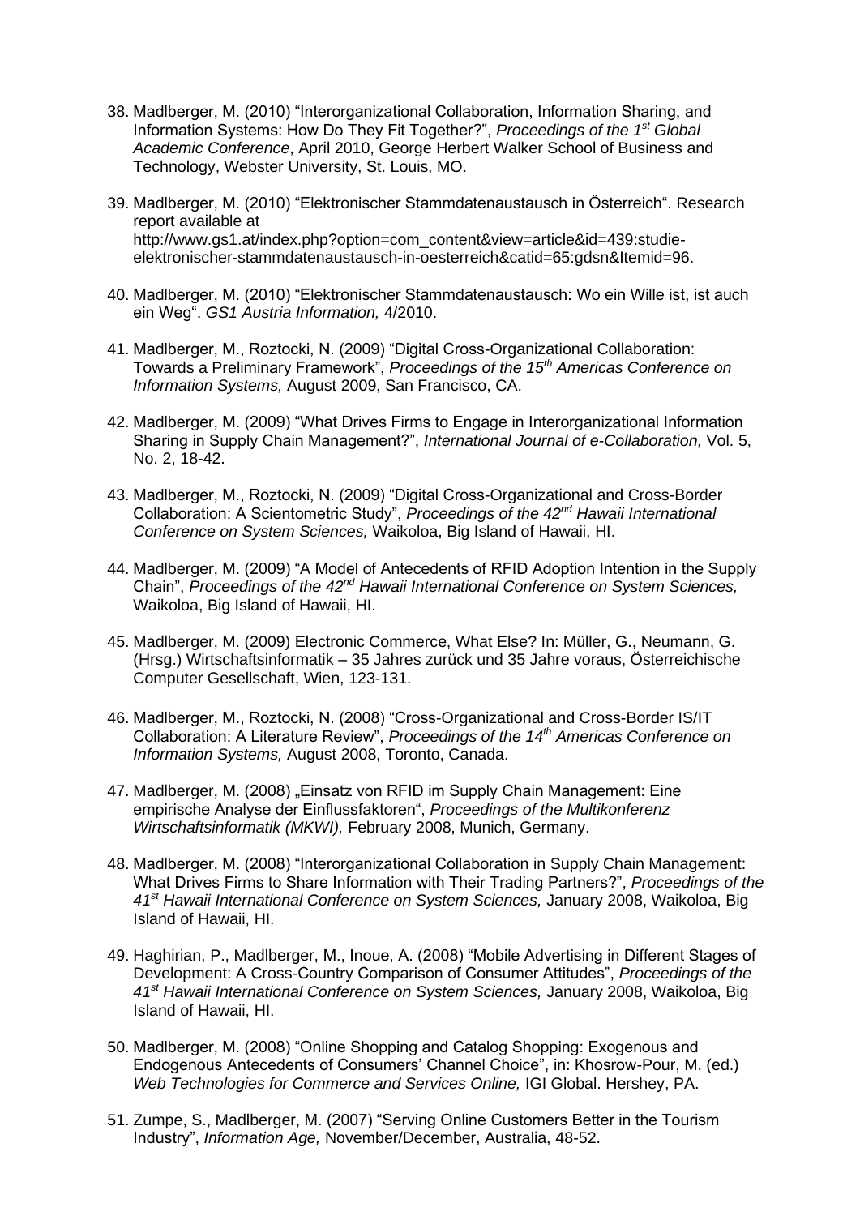38. Madlberger, M. (2010) “Interorganizational Collaboration, Information Sharing, and Information Systems: How Do They Fit Together?”, *Proceedings of the 1st Global Academic Conference*, April 2010, George Herbert Walker School of Business and Technology, Webster University, St. Louis, MO.

39. Madlberger, M. (2010) “Elektronischer Stammdatenaustausch in Österreich“. Research report available at http://www.gs1.at/index.php?option=com_content&view=article&id=439:studie-elektronischer-stammdatenaustausch-in-oesterreich&catid=65:gdsn&Itemid=96.

40. Madlberger, M. (2010) “Elektronischer Stammdatenaustausch: Wo ein Wille ist, ist auch ein Weg“. *GS1 Austria Information,* 4/2010.

41. Madlberger, M., Roztocki, N. (2009) “Digital Cross-Organizational Collaboration: Towards a Preliminary Framework”, *Proceedings of the 15th Americas Conference on Information Systems,* August 2009, San Francisco, CA.

42. Madlberger, M. (2009) “What Drives Firms to Engage in Interorganizational Information Sharing in Supply Chain Management?”, *International Journal of e-Collaboration,* Vol. 5, No. 2, 18-42.

43. Madlberger, M., Roztocki, N. (2009) “Digital Cross-Organizational and Cross-Border Collaboration: A Scientometric Study”, *Proceedings of the 42nd Hawaii International Conference on System Sciences,* Waikoloa, Big Island of Hawaii, HI.

44. Madlberger, M. (2009) “A Model of Antecedents of RFID Adoption Intention in the Supply Chain”, *Proceedings of the 42nd Hawaii International Conference on System Sciences,* Waikoloa, Big Island of Hawaii, HI.

45. Madlberger, M. (2009) Electronic Commerce, What Else? In: Müller, G., Neumann, G. (Hrsg.) Wirtschaftsinformatik – 35 Jahres zurück und 35 Jahre voraus, Österreichische Computer Gesellschaft, Wien, 123-131.

46. Madlberger, M., Roztocki, N. (2008) “Cross-Organizational and Cross-Border IS/IT Collaboration: A Literature Review”, *Proceedings of the 14th Americas Conference on Information Systems,* August 2008, Toronto, Canada.

47. Madlberger, M. (2008) „Einsatz von RFID im Supply Chain Management: Eine empirische Analyse der Einflussfaktoren“, *Proceedings of the Multikonferenz Wirtschaftsinformatik (MKWI),* February 2008, Munich, Germany.

48. Madlberger, M. (2008) “Interorganizational Collaboration in Supply Chain Management: What Drives Firms to Share Information with Their Trading Partners?”, *Proceedings of the 41st Hawaii International Conference on System Sciences,* January 2008, Waikoloa, Big Island of Hawaii, HI.

49. Haghirian, P., Madlberger, M., Inoue, A. (2008) “Mobile Advertising in Different Stages of Development: A Cross-Country Comparison of Consumer Attitudes”, *Proceedings of the 41st Hawaii International Conference on System Sciences,* January 2008, Waikoloa, Big Island of Hawaii, HI.

50. Madlberger, M. (2008) “Online Shopping and Catalog Shopping: Exogenous and Endogenous Antecedents of Consumers’ Channel Choice”, in: Khosrow-Pour, M. (ed.) *Web Technologies for Commerce and Services Online,* IGI Global. Hershey, PA.

51. Zumpe, S., Madlberger, M. (2007) “Serving Online Customers Better in the Tourism Industry”, *Information Age,* November/December, Australia, 48-52.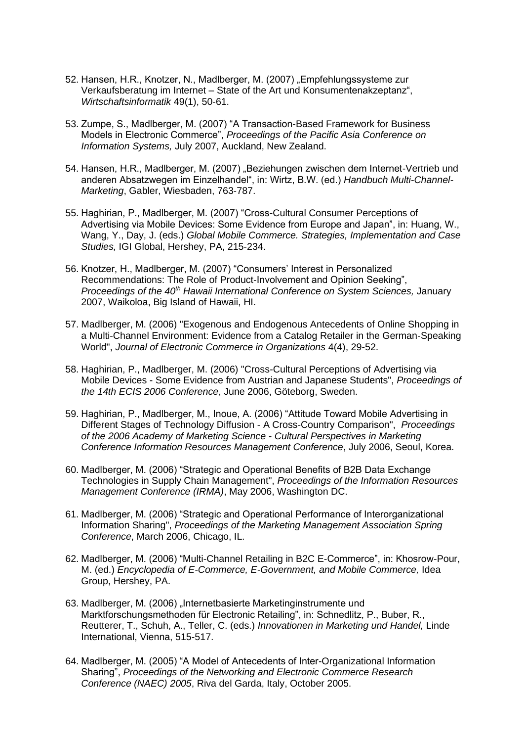52. Hansen, H.R., Knotzer, N., Madlberger, M. (2007) „Empfehlungssysteme zur Verkaufsberatung im Internet – State of the Art und Konsumentenakzeptanz“, *Wirtschaftsinformatik* 49(1), 50-61.

53. Zumpe, S., Madlberger, M. (2007) “A Transaction-Based Framework for Business Models in Electronic Commerce”, *Proceedings of the Pacific Asia Conference on Information Systems,* July 2007, Auckland, New Zealand.

54. Hansen, H.R., Madlberger, M. (2007) „Beziehungen zwischen dem Internet-Vertrieb und anderen Absatzwegen im Einzelhandel“, in: Wirtz, B.W. (ed.) *Handbuch Multi-Channel-Marketing*, Gabler, Wiesbaden, 763-787.

55. Haghirian, P., Madlberger, M. (2007) “Cross-Cultural Consumer Perceptions of Advertising via Mobile Devices: Some Evidence from Europe and Japan”, in: Huang, W., Wang, Y., Day, J. (eds.) *Global Mobile Commerce. Strategies, Implementation and Case Studies,* IGI Global, Hershey, PA, 215-234.

56. Knotzer, H., Madlberger, M. (2007) “Consumers’ Interest in Personalized Recommendations: The Role of Product-Involvement and Opinion Seeking”, *Proceedings of the 40th Hawaii International Conference on System Sciences,* January 2007, Waikoloa, Big Island of Hawaii, HI.

57. Madlberger, M. (2006) "Exogenous and Endogenous Antecedents of Online Shopping in a Multi-Channel Environment: Evidence from a Catalog Retailer in the German-Speaking World", *Journal of Electronic Commerce in Organizations* 4(4), 29-52.

58. Haghirian, P., Madlberger, M. (2006) "Cross-Cultural Perceptions of Advertising via Mobile Devices - Some Evidence from Austrian and Japanese Students", *Proceedings of the 14th ECIS 2006 Conference*, June 2006, Göteborg, Sweden.

59. Haghirian, P., Madlberger, M., Inoue, A. (2006) “Attitude Toward Mobile Advertising in Different Stages of Technology Diffusion - A Cross-Country Comparison", *Proceedings of the 2006 Academy of Marketing Science - Cultural Perspectives in Marketing Conference Information Resources Management Conference*, July 2006, Seoul, Korea.

60. Madlberger, M. (2006) “Strategic and Operational Benefits of B2B Data Exchange Technologies in Supply Chain Management", *Proceedings of the Information Resources Management Conference (IRMA)*, May 2006, Washington DC.

61. Madlberger, M. (2006) “Strategic and Operational Performance of Interorganizational Information Sharing", *Proceedings of the Marketing Management Association Spring Conference*, March 2006, Chicago, IL.

62. Madlberger, M. (2006) “Multi-Channel Retailing in B2C E-Commerce”, in: Khosrow-Pour, M. (ed.) *Encyclopedia of E-Commerce, E-Government, and Mobile Commerce,* Idea Group, Hershey, PA.

63. Madlberger, M. (2006) „Internetbasierte Marketinginstrumente und Marktforschungsmethoden für Electronic Retailing”, in: Schnedlitz, P., Buber, R., Reutterer, T., Schuh, A., Teller, C. (eds.) *Innovationen in Marketing und Handel,* Linde International, Vienna, 515-517.

64. Madlberger, M. (2005) “A Model of Antecedents of Inter-Organizational Information Sharing”, *Proceedings of the Networking and Electronic Commerce Research Conference (NAEC) 2005*, Riva del Garda, Italy, October 2005.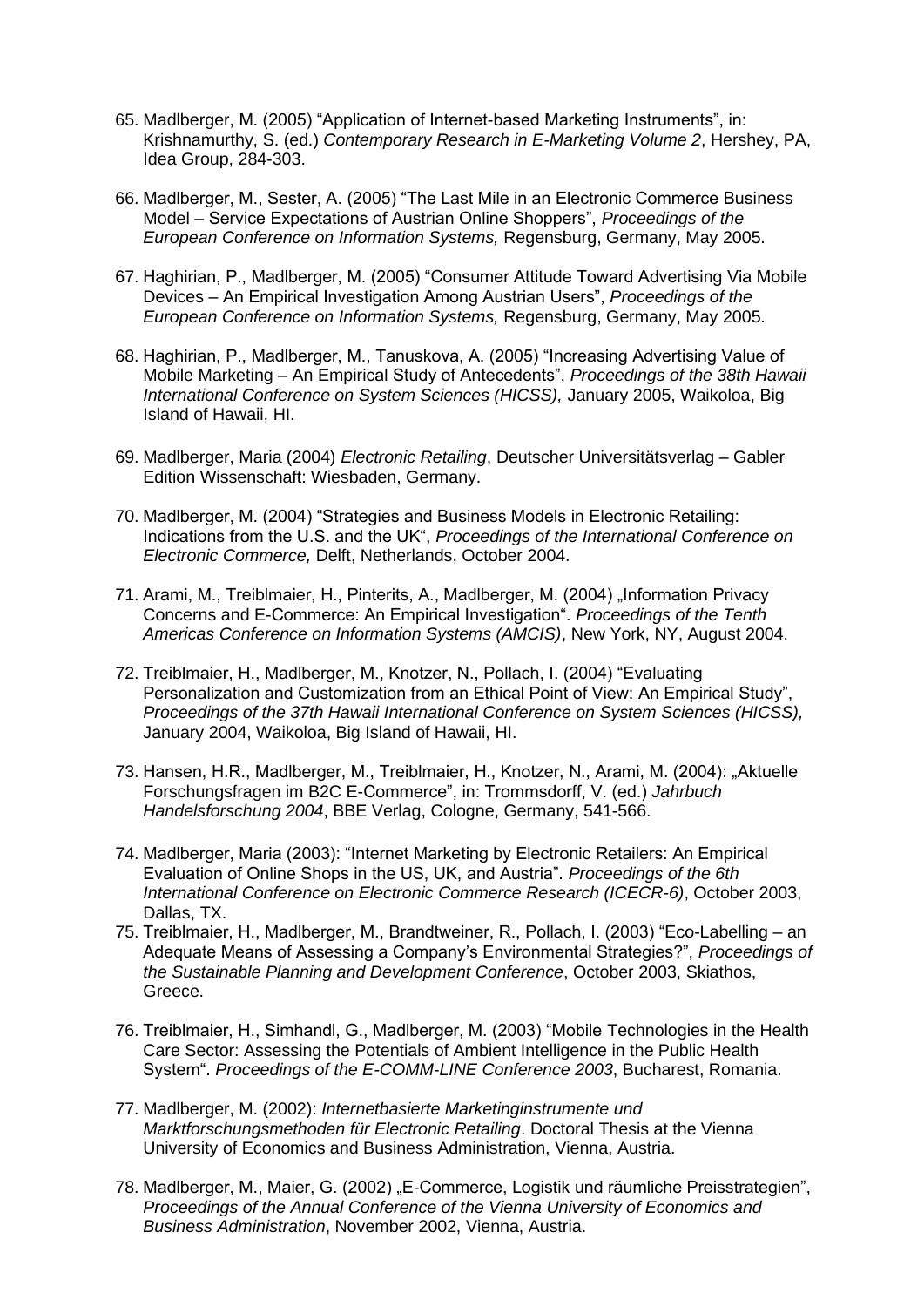65. Madlberger, M. (2005) “Application of Internet-based Marketing Instruments”, in: Krishnamurthy, S. (ed.) *Contemporary Research in E-Marketing Volume 2*, Hershey, PA, Idea Group, 284-303.

66. Madlberger, M., Sester, A. (2005) “The Last Mile in an Electronic Commerce Business Model – Service Expectations of Austrian Online Shoppers”, *Proceedings of the European Conference on Information Systems,* Regensburg, Germany, May 2005.

67. Haghirian, P., Madlberger, M. (2005) “Consumer Attitude Toward Advertising Via Mobile Devices – An Empirical Investigation Among Austrian Users”, *Proceedings of the European Conference on Information Systems,* Regensburg, Germany, May 2005.

68. Haghirian, P., Madlberger, M., Tanuskova, A. (2005) “Increasing Advertising Value of Mobile Marketing – An Empirical Study of Antecedents”, *Proceedings of the 38th Hawaii International Conference on System Sciences (HICSS),* January 2005, Waikoloa, Big Island of Hawaii, HI.

69. Madlberger, Maria (2004) *Electronic Retailing*, Deutscher Universitätsverlag – Gabler Edition Wissenschaft: Wiesbaden, Germany.

70. Madlberger, M. (2004) “Strategies and Business Models in Electronic Retailing: Indications from the U.S. and the UK“, *Proceedings of the International Conference on Electronic Commerce,* Delft, Netherlands, October 2004.

71. Arami, M., Treiblmaier, H., Pinterits, A., Madlberger, M. (2004) „Information Privacy Concerns and E-Commerce: An Empirical Investigation“. *Proceedings of the Tenth Americas Conference on Information Systems (AMCIS)*, New York, NY, August 2004.

72. Treiblmaier, H., Madlberger, M., Knotzer, N., Pollach, I. (2004) “Evaluating Personalization and Customization from an Ethical Point of View: An Empirical Study”, *Proceedings of the 37th Hawaii International Conference on System Sciences (HICSS),* January 2004, Waikoloa, Big Island of Hawaii, HI.

73. Hansen, H.R., Madlberger, M., Treiblmaier, H., Knotzer, N., Arami, M. (2004): „Aktuelle Forschungsfragen im B2C E-Commerce”, in: Trommsdorff, V. (ed.) *Jahrbuch Handelsforschung 2004*, BBE Verlag, Cologne, Germany, 541-566.

74. Madlberger, Maria (2003): “Internet Marketing by Electronic Retailers: An Empirical Evaluation of Online Shops in the US, UK, and Austria”. *Proceedings of the 6th International Conference on Electronic Commerce Research (ICECR-6)*, October 2003, Dallas, TX.

75. Treiblmaier, H., Madlberger, M., Brandtweiner, R., Pollach, I. (2003) “Eco-Labelling – an Adequate Means of Assessing a Company’s Environmental Strategies?”, *Proceedings of the Sustainable Planning and Development Conference*, October 2003, Skiathos, Greece.

76. Treiblmaier, H., Simhandl, G., Madlberger, M. (2003) “Mobile Technologies in the Health Care Sector: Assessing the Potentials of Ambient Intelligence in the Public Health System“. *Proceedings of the E-COMM-LINE Conference 2003*, Bucharest, Romania.

77. Madlberger, M. (2002): *Internetbasierte Marketinginstrumente und Marktforschungsmethoden für Electronic Retailing*. Doctoral Thesis at the Vienna University of Economics and Business Administration, Vienna, Austria.

78. Madlberger, M., Maier, G. (2002) „E-Commerce, Logistik und räumliche Preisstrategien”, *Proceedings of the Annual Conference of the Vienna University of Economics and Business Administration*, November 2002, Vienna, Austria.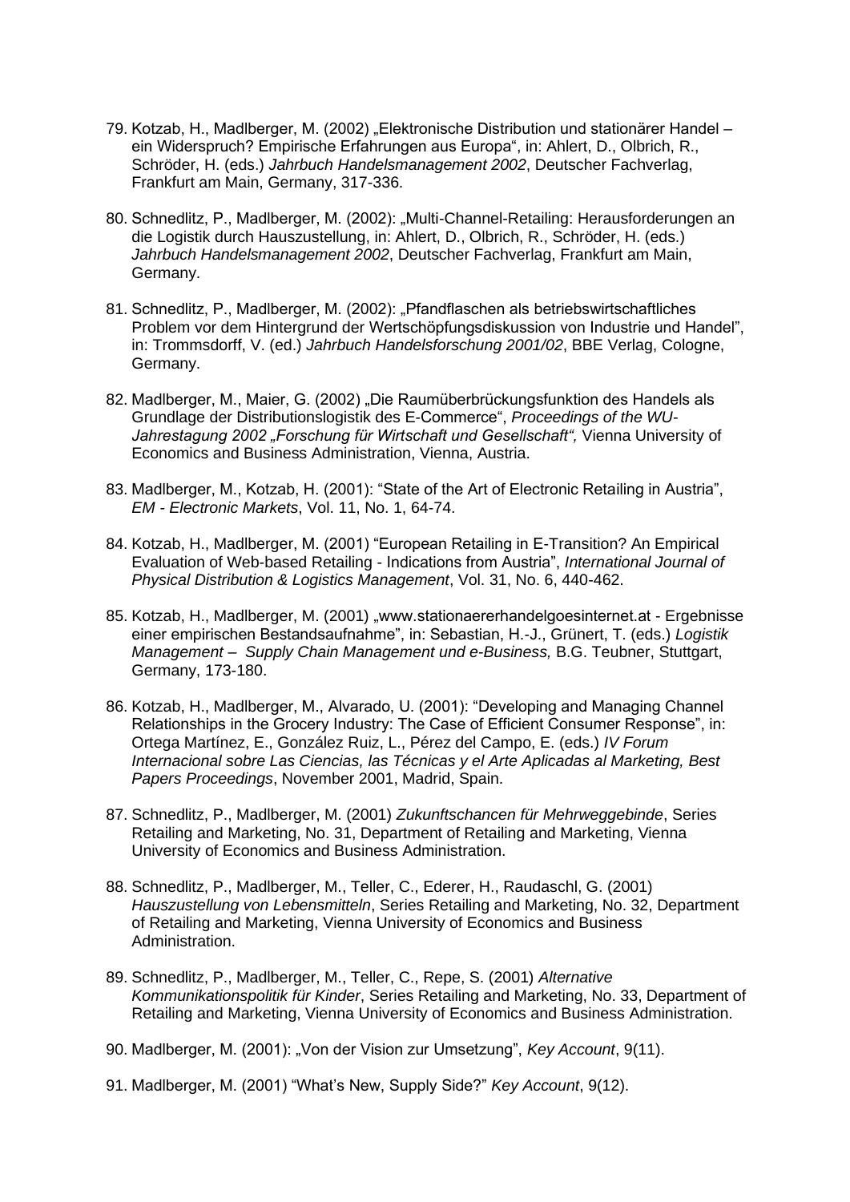79. Kotzab, H., Madlberger, M. (2002) „Elektronische Distribution und stationärer Handel – ein Widerspruch? Empirische Erfahrungen aus Europa", in: Ahlert, D., Olbrich, R., Schröder, H. (eds.) *Jahrbuch Handelsmanagement 2002*, Deutscher Fachverlag, Frankfurt am Main, Germany, 317-336.

80. Schnedlitz, P., Madlberger, M. (2002): „Multi-Channel-Retailing: Herausforderungen an die Logistik durch Hauszustellung, in: Ahlert, D., Olbrich, R., Schröder, H. (eds.) *Jahrbuch Handelsmanagement 2002*, Deutscher Fachverlag, Frankfurt am Main, Germany.

81. Schnedlitz, P., Madlberger, M. (2002): „Pfandflaschen als betriebswirtschaftliches Problem vor dem Hintergrund der Wertschöpfungsdiskussion von Industrie und Handel", in: Trommsdorff, V. (ed.) *Jahrbuch Handelsforschung 2001/02*, BBE Verlag, Cologne, Germany.

82. Madlberger, M., Maier, G. (2002) „Die Raumüberbrückungsfunktion des Handels als Grundlage der Distributionslogistik des E-Commerce", *Proceedings of the WU-Jahrestagung 2002 „Forschung für Wirtschaft und Gesellschaft",* Vienna University of Economics and Business Administration, Vienna, Austria.

83. Madlberger, M., Kotzab, H. (2001): "State of the Art of Electronic Retailing in Austria", *EM - Electronic Markets*, Vol. 11, No. 1, 64-74.

84. Kotzab, H., Madlberger, M. (2001) "European Retailing in E-Transition? An Empirical Evaluation of Web-based Retailing - Indications from Austria", *International Journal of Physical Distribution & Logistics Management*, Vol. 31, No. 6, 440-462.

85. Kotzab, H., Madlberger, M. (2001) „www.stationaererhandelgoesinternet.at - Ergebnisse einer empirischen Bestandsaufnahme", in: Sebastian, H.-J., Grünert, T. (eds.) *Logistik Management – Supply Chain Management und e-Business,* B.G. Teubner, Stuttgart, Germany, 173-180.

86. Kotzab, H., Madlberger, M., Alvarado, U. (2001): "Developing and Managing Channel Relationships in the Grocery Industry: The Case of Efficient Consumer Response", in: Ortega Martínez, E., González Ruiz, L., Pérez del Campo, E. (eds.) *IV Forum Internacional sobre Las Ciencias, las Técnicas y el Arte Aplicadas al Marketing, Best Papers Proceedings*, November 2001, Madrid, Spain.

87. Schnedlitz, P., Madlberger, M. (2001) *Zukunftschancen für Mehrweggebinde*, Series Retailing and Marketing, No. 31, Department of Retailing and Marketing, Vienna University of Economics and Business Administration.

88. Schnedlitz, P., Madlberger, M., Teller, C., Ederer, H., Raudaschl, G. (2001) *Hauszustellung von Lebensmitteln*, Series Retailing and Marketing, No. 32, Department of Retailing and Marketing, Vienna University of Economics and Business Administration.

89. Schnedlitz, P., Madlberger, M., Teller, C., Repe, S. (2001) *Alternative Kommunikationspolitik für Kinder*, Series Retailing and Marketing, No. 33, Department of Retailing and Marketing, Vienna University of Economics and Business Administration.

90. Madlberger, M. (2001): „Von der Vision zur Umsetzung", *Key Account*, 9(11).

91. Madlberger, M. (2001) "What's New, Supply Side?" *Key Account*, 9(12).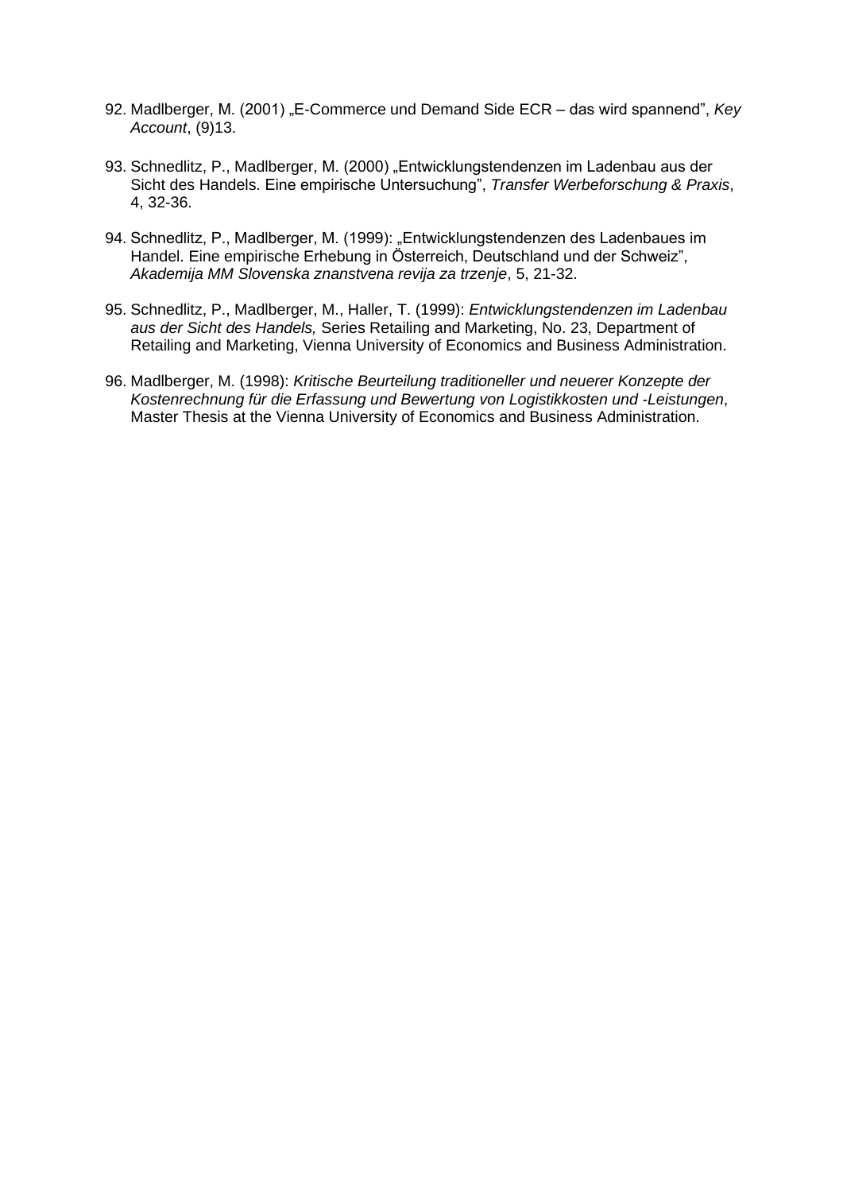92. Madlberger, M. (2001) „E-Commerce und Demand Side ECR – das wird spannend", *Key Account*, (9)13.

93. Schnedlitz, P., Madlberger, M. (2000) „Entwicklungstendenzen im Ladenbau aus der Sicht des Handels. Eine empirische Untersuchung", *Transfer Werbeforschung & Praxis*, 4, 32-36.

94. Schnedlitz, P., Madlberger, M. (1999): „Entwicklungstendenzen des Ladenbaues im Handel. Eine empirische Erhebung in Österreich, Deutschland und der Schweiz", *Akademija MM Slovenska znanstvena revija za trzenje*, 5, 21-32.

95. Schnedlitz, P., Madlberger, M., Haller, T. (1999): *Entwicklungstendenzen im Ladenbau aus der Sicht des Handels,* Series Retailing and Marketing, No. 23, Department of Retailing and Marketing, Vienna University of Economics and Business Administration.

96. Madlberger, M. (1998): *Kritische Beurteilung traditioneller und neuerer Konzepte der Kostenrechnung für die Erfassung und Bewertung von Logistikkosten und -Leistungen*, Master Thesis at the Vienna University of Economics and Business Administration.